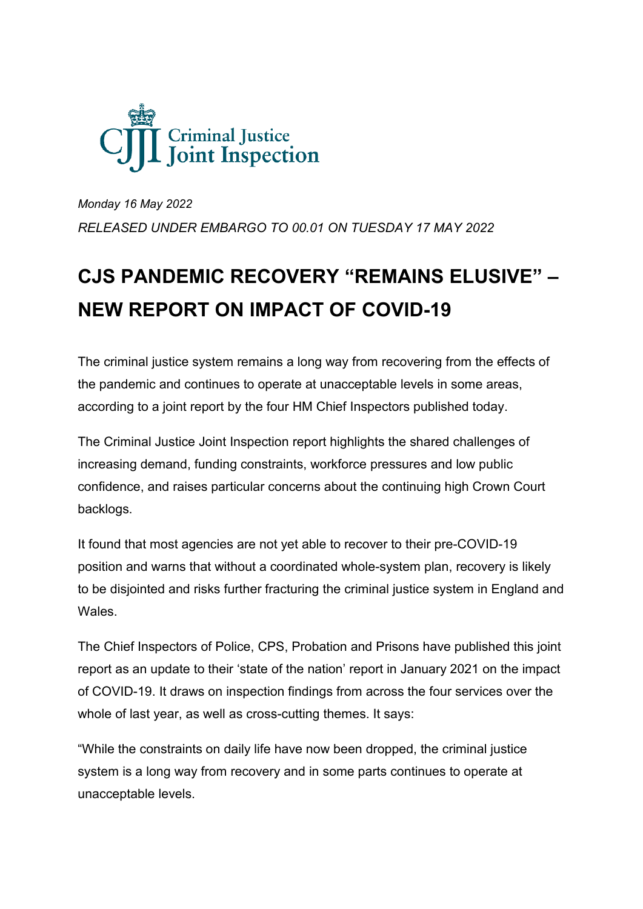Criminal Justice Joint Inspection

*Monday 16 May 2022*

*RELEASED UNDER EMBARGO TO 00.01 ON TUESDAY 17 MAY 2022*

# CJS PANDEMIC RECOVERY "REMAINS ELUSIVE" – NEW REPORT ON IMPACT OF COVID-19

The criminal justice system remains a long way from recovering from the effects of the pandemic and continues to operate at unacceptable levels in some areas, according to a joint report by the four HM Chief Inspectors published today.

The Criminal Justice Joint Inspection report highlights the shared challenges of increasing demand, funding constraints, workforce pressures and low public confidence, and raises particular concerns about the continuing high Crown Court backlogs.

It found that most agencies are not yet able to recover to their pre-COVID-19 position and warns that without a coordinated whole-system plan, recovery is likely to be disjointed and risks further fracturing the criminal justice system in England and Wales.

The Chief Inspectors of Police, CPS, Probation and Prisons have published this joint report as an update to their 'state of the nation' report in January 2021 on the impact of COVID-19. It draws on inspection findings from across the four services over the whole of last year, as well as cross-cutting themes. It says:

"While the constraints on daily life have now been dropped, the criminal justice system is a long way from recovery and in some parts continues to operate at unacceptable levels.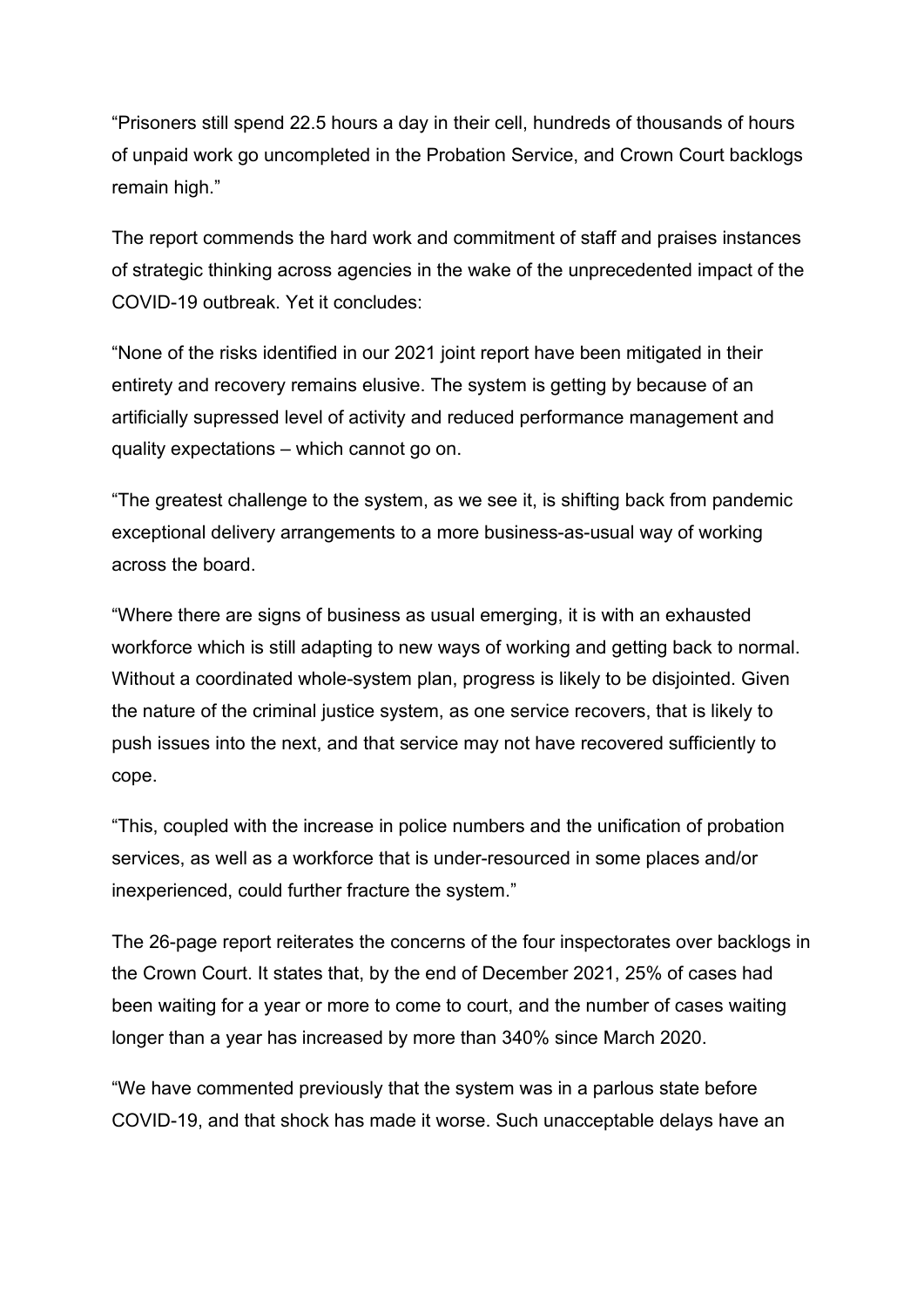"Prisoners still spend 22.5 hours a day in their cell, hundreds of thousands of hours of unpaid work go uncompleted in the Probation Service, and Crown Court backlogs remain high."

The report commends the hard work and commitment of staff and praises instances of strategic thinking across agencies in the wake of the unprecedented impact of the COVID-19 outbreak. Yet it concludes:

"None of the risks identified in our 2021 joint report have been mitigated in their entirety and recovery remains elusive. The system is getting by because of an artificially supressed level of activity and reduced performance management and quality expectations – which cannot go on.

"The greatest challenge to the system, as we see it, is shifting back from pandemic exceptional delivery arrangements to a more business-as-usual way of working across the board.

"Where there are signs of business as usual emerging, it is with an exhausted workforce which is still adapting to new ways of working and getting back to normal. Without a coordinated whole-system plan, progress is likely to be disjointed. Given the nature of the criminal justice system, as one service recovers, that is likely to push issues into the next, and that service may not have recovered sufficiently to cope.

"This, coupled with the increase in police numbers and the unification of probation services, as well as a workforce that is under-resourced in some places and/or inexperienced, could further fracture the system."

The 26-page report reiterates the concerns of the four inspectorates over backlogs in the Crown Court. It states that, by the end of December 2021, 25% of cases had been waiting for a year or more to come to court, and the number of cases waiting longer than a year has increased by more than 340% since March 2020.

"We have commented previously that the system was in a parlous state before COVID-19, and that shock has made it worse. Such unacceptable delays have an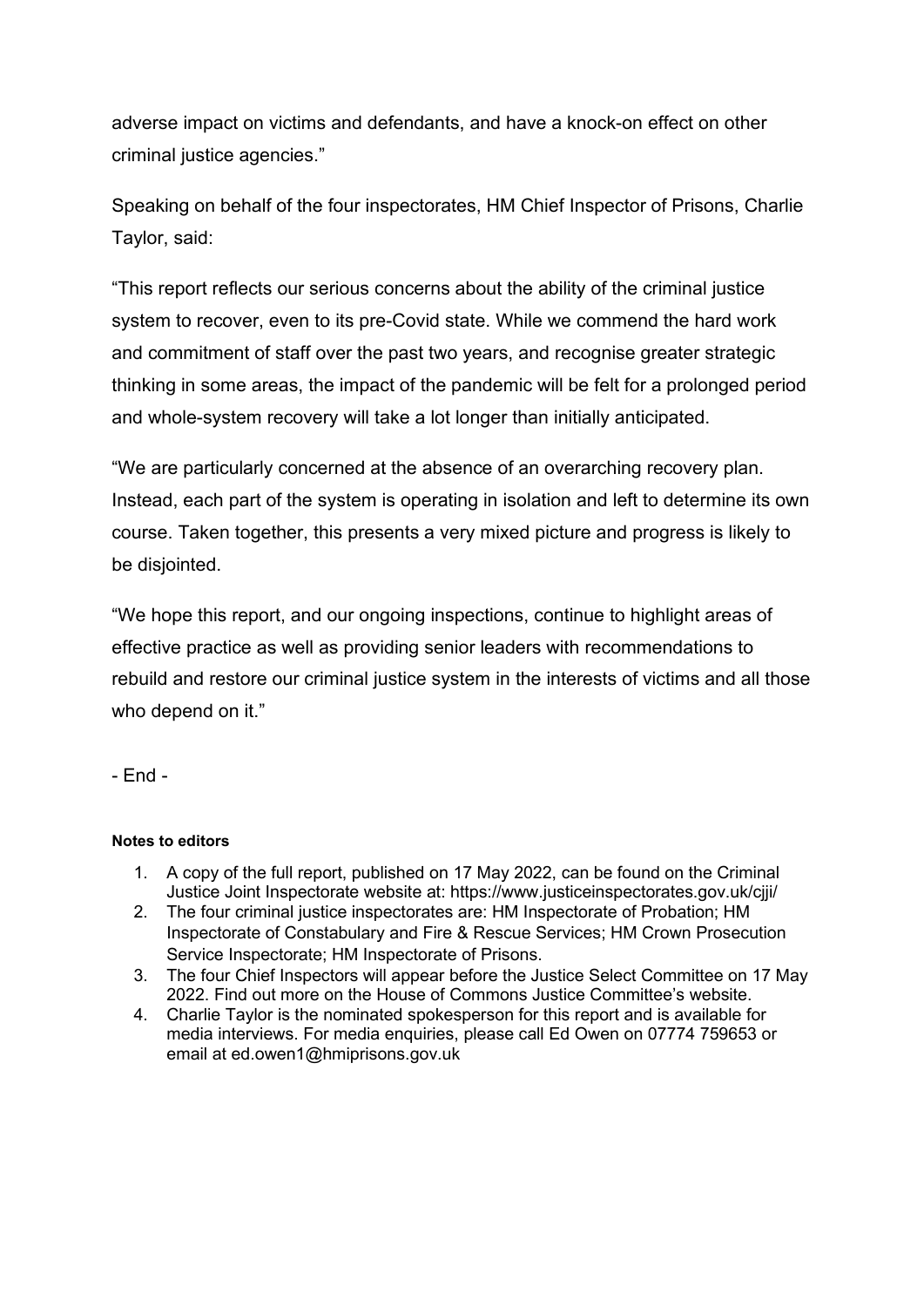adverse impact on victims and defendants, and have a knock-on effect on other criminal justice agencies."

Speaking on behalf of the four inspectorates, HM Chief Inspector of Prisons, Charlie Taylor, said:

"This report reflects our serious concerns about the ability of the criminal justice system to recover, even to its pre-Covid state. While we commend the hard work and commitment of staff over the past two years, and recognise greater strategic thinking in some areas, the impact of the pandemic will be felt for a prolonged period and whole-system recovery will take a lot longer than initially anticipated.

"We are particularly concerned at the absence of an overarching recovery plan. Instead, each part of the system is operating in isolation and left to determine its own course. Taken together, this presents a very mixed picture and progress is likely to be disjointed.

"We hope this report, and our ongoing inspections, continue to highlight areas of effective practice as well as providing senior leaders with recommendations to rebuild and restore our criminal justice system in the interests of victims and all those who depend on it."

- End -

**Notes to editors**

1. A copy of the full report, published on 17 May 2022, can be found on the Criminal Justice Joint Inspectorate website at: https://www.justiceinspectorates.gov.uk/cjji/
2. The four criminal justice inspectorates are: HM Inspectorate of Probation; HM Inspectorate of Constabulary and Fire & Rescue Services; HM Crown Prosecution Service Inspectorate; HM Inspectorate of Prisons.
3. The four Chief Inspectors will appear before the Justice Select Committee on 17 May 2022. Find out more on the House of Commons Justice Committee's website.
4. Charlie Taylor is the nominated spokesperson for this report and is available for media interviews. For media enquiries, please call Ed Owen on 07774 759653 or email at ed.owen1@hmiprisons.gov.uk